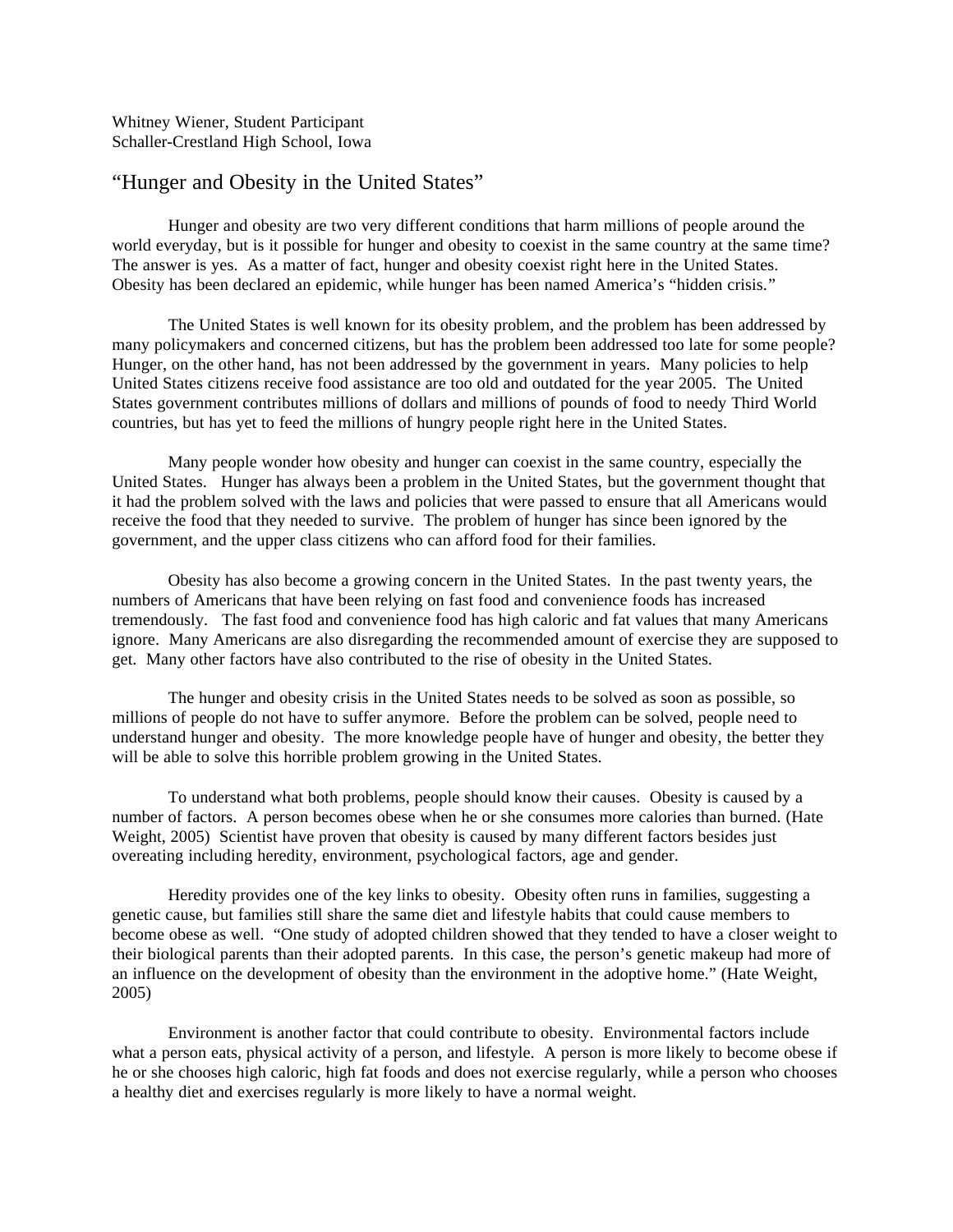Whitney Wiener, Student Participant
Schaller-Crestland High School, Iowa

# "Hunger and Obesity in the United States"

Hunger and obesity are two very different conditions that harm millions of people around the world everyday, but is it possible for hunger and obesity to coexist in the same country at the same time? The answer is yes. As a matter of fact, hunger and obesity coexist right here in the United States. Obesity has been declared an epidemic, while hunger has been named America's "hidden crisis."

The United States is well known for its obesity problem, and the problem has been addressed by many policymakers and concerned citizens, but has the problem been addressed too late for some people? Hunger, on the other hand, has not been addressed by the government in years. Many policies to help United States citizens receive food assistance are too old and outdated for the year 2005. The United States government contributes millions of dollars and millions of pounds of food to needy Third World countries, but has yet to feed the millions of hungry people right here in the United States.

Many people wonder how obesity and hunger can coexist in the same country, especially the United States. Hunger has always been a problem in the United States, but the government thought that it had the problem solved with the laws and policies that were passed to ensure that all Americans would receive the food that they needed to survive. The problem of hunger has since been ignored by the government, and the upper class citizens who can afford food for their families.

Obesity has also become a growing concern in the United States. In the past twenty years, the numbers of Americans that have been relying on fast food and convenience foods has increased tremendously. The fast food and convenience food has high caloric and fat values that many Americans ignore. Many Americans are also disregarding the recommended amount of exercise they are supposed to get. Many other factors have also contributed to the rise of obesity in the United States.

The hunger and obesity crisis in the United States needs to be solved as soon as possible, so millions of people do not have to suffer anymore. Before the problem can be solved, people need to understand hunger and obesity. The more knowledge people have of hunger and obesity, the better they will be able to solve this horrible problem growing in the United States.

To understand what both problems, people should know their causes. Obesity is caused by a number of factors. A person becomes obese when he or she consumes more calories than burned. (Hate Weight, 2005) Scientist have proven that obesity is caused by many different factors besides just overeating including heredity, environment, psychological factors, age and gender.

Heredity provides one of the key links to obesity. Obesity often runs in families, suggesting a genetic cause, but families still share the same diet and lifestyle habits that could cause members to become obese as well. "One study of adopted children showed that they tended to have a closer weight to their biological parents than their adopted parents. In this case, the person's genetic makeup had more of an influence on the development of obesity than the environment in the adoptive home." (Hate Weight, 2005)

Environment is another factor that could contribute to obesity. Environmental factors include what a person eats, physical activity of a person, and lifestyle. A person is more likely to become obese if he or she chooses high caloric, high fat foods and does not exercise regularly, while a person who chooses a healthy diet and exercises regularly is more likely to have a normal weight.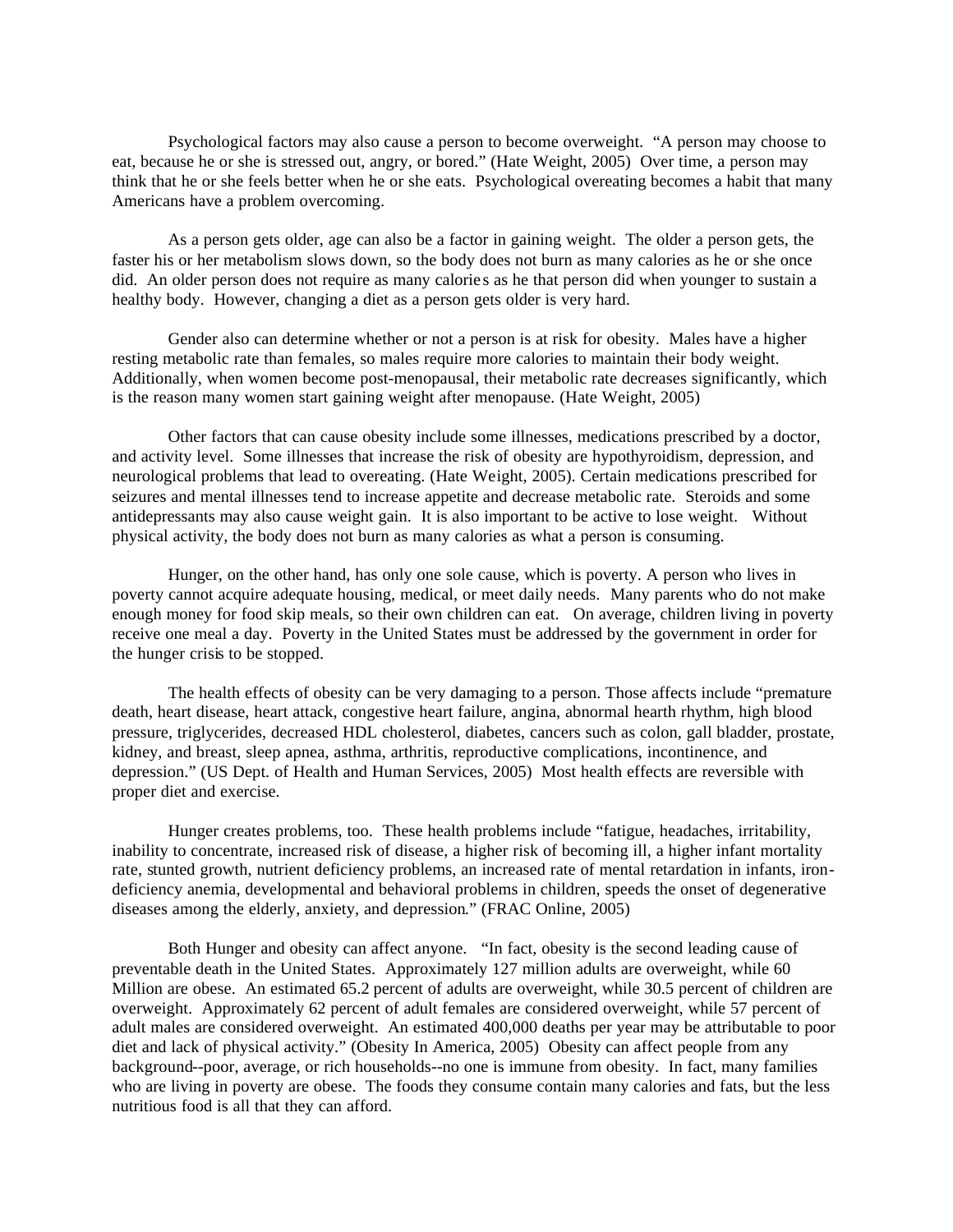Psychological factors may also cause a person to become overweight. "A person may choose to eat, because he or she is stressed out, angry, or bored." (Hate Weight, 2005) Over time, a person may think that he or she feels better when he or she eats. Psychological overeating becomes a habit that many Americans have a problem overcoming.

As a person gets older, age can also be a factor in gaining weight. The older a person gets, the faster his or her metabolism slows down, so the body does not burn as many calories as he or she once did. An older person does not require as many calories as he that person did when younger to sustain a healthy body. However, changing a diet as a person gets older is very hard.

Gender also can determine whether or not a person is at risk for obesity. Males have a higher resting metabolic rate than females, so males require more calories to maintain their body weight. Additionally, when women become post-menopausal, their metabolic rate decreases significantly, which is the reason many women start gaining weight after menopause. (Hate Weight, 2005)

Other factors that can cause obesity include some illnesses, medications prescribed by a doctor, and activity level. Some illnesses that increase the risk of obesity are hypothyroidism, depression, and neurological problems that lead to overeating. (Hate Weight, 2005). Certain medications prescribed for seizures and mental illnesses tend to increase appetite and decrease metabolic rate. Steroids and some antidepressants may also cause weight gain. It is also important to be active to lose weight. Without physical activity, the body does not burn as many calories as what a person is consuming.

Hunger, on the other hand, has only one sole cause, which is poverty. A person who lives in poverty cannot acquire adequate housing, medical, or meet daily needs. Many parents who do not make enough money for food skip meals, so their own children can eat. On average, children living in poverty receive one meal a day. Poverty in the United States must be addressed by the government in order for the hunger crisis to be stopped.

The health effects of obesity can be very damaging to a person. Those affects include "premature death, heart disease, heart attack, congestive heart failure, angina, abnormal hearth rhythm, high blood pressure, triglycerides, decreased HDL cholesterol, diabetes, cancers such as colon, gall bladder, prostate, kidney, and breast, sleep apnea, asthma, arthritis, reproductive complications, incontinence, and depression." (US Dept. of Health and Human Services, 2005) Most health effects are reversible with proper diet and exercise.

Hunger creates problems, too. These health problems include "fatigue, headaches, irritability, inability to concentrate, increased risk of disease, a higher risk of becoming ill, a higher infant mortality rate, stunted growth, nutrient deficiency problems, an increased rate of mental retardation in infants, iron-deficiency anemia, developmental and behavioral problems in children, speeds the onset of degenerative diseases among the elderly, anxiety, and depression." (FRAC Online, 2005)

Both Hunger and obesity can affect anyone. "In fact, obesity is the second leading cause of preventable death in the United States. Approximately 127 million adults are overweight, while 60 Million are obese. An estimated 65.2 percent of adults are overweight, while 30.5 percent of children are overweight. Approximately 62 percent of adult females are considered overweight, while 57 percent of adult males are considered overweight. An estimated 400,000 deaths per year may be attributable to poor diet and lack of physical activity." (Obesity In America, 2005) Obesity can affect people from any background--poor, average, or rich households--no one is immune from obesity. In fact, many families who are living in poverty are obese. The foods they consume contain many calories and fats, but the less nutritious food is all that they can afford.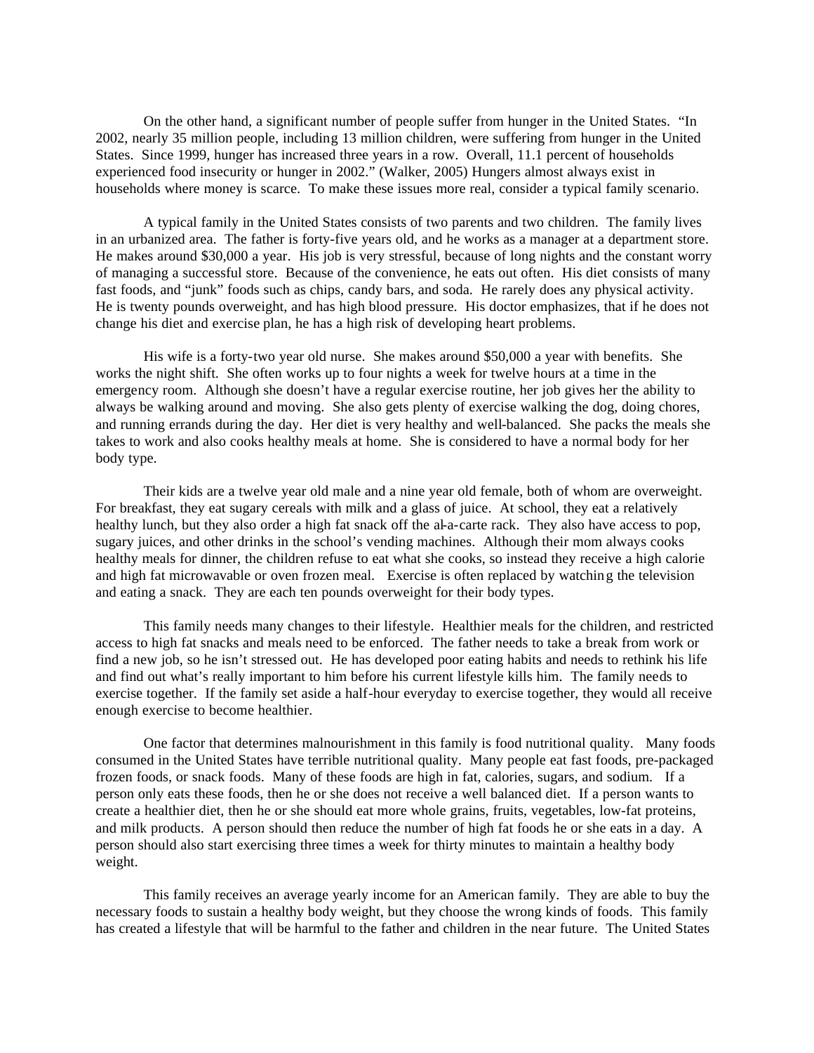On the other hand, a significant number of people suffer from hunger in the United States. "In 2002, nearly 35 million people, including 13 million children, were suffering from hunger in the United States. Since 1999, hunger has increased three years in a row. Overall, 11.1 percent of households experienced food insecurity or hunger in 2002." (Walker, 2005) Hungers almost always exist in households where money is scarce. To make these issues more real, consider a typical family scenario.

A typical family in the United States consists of two parents and two children. The family lives in an urbanized area. The father is forty-five years old, and he works as a manager at a department store. He makes around $30,000 a year. His job is very stressful, because of long nights and the constant worry of managing a successful store. Because of the convenience, he eats out often. His diet consists of many fast foods, and "junk" foods such as chips, candy bars, and soda. He rarely does any physical activity. He is twenty pounds overweight, and has high blood pressure. His doctor emphasizes, that if he does not change his diet and exercise plan, he has a high risk of developing heart problems.

His wife is a forty-two year old nurse. She makes around $50,000 a year with benefits. She works the night shift. She often works up to four nights a week for twelve hours at a time in the emergency room. Although she doesn't have a regular exercise routine, her job gives her the ability to always be walking around and moving. She also gets plenty of exercise walking the dog, doing chores, and running errands during the day. Her diet is very healthy and well-balanced. She packs the meals she takes to work and also cooks healthy meals at home. She is considered to have a normal body for her body type.

Their kids are a twelve year old male and a nine year old female, both of whom are overweight. For breakfast, they eat sugary cereals with milk and a glass of juice. At school, they eat a relatively healthy lunch, but they also order a high fat snack off the al-a-carte rack. They also have access to pop, sugary juices, and other drinks in the school's vending machines. Although their mom always cooks healthy meals for dinner, the children refuse to eat what she cooks, so instead they receive a high calorie and high fat microwavable or oven frozen meal. Exercise is often replaced by watching the television and eating a snack. They are each ten pounds overweight for their body types.

This family needs many changes to their lifestyle. Healthier meals for the children, and restricted access to high fat snacks and meals need to be enforced. The father needs to take a break from work or find a new job, so he isn't stressed out. He has developed poor eating habits and needs to rethink his life and find out what's really important to him before his current lifestyle kills him. The family needs to exercise together. If the family set aside a half-hour everyday to exercise together, they would all receive enough exercise to become healthier.

One factor that determines malnourishment in this family is food nutritional quality. Many foods consumed in the United States have terrible nutritional quality. Many people eat fast foods, pre-packaged frozen foods, or snack foods. Many of these foods are high in fat, calories, sugars, and sodium. If a person only eats these foods, then he or she does not receive a well balanced diet. If a person wants to create a healthier diet, then he or she should eat more whole grains, fruits, vegetables, low-fat proteins, and milk products. A person should then reduce the number of high fat foods he or she eats in a day. A person should also start exercising three times a week for thirty minutes to maintain a healthy body weight.

This family receives an average yearly income for an American family. They are able to buy the necessary foods to sustain a healthy body weight, but they choose the wrong kinds of foods. This family has created a lifestyle that will be harmful to the father and children in the near future. The United States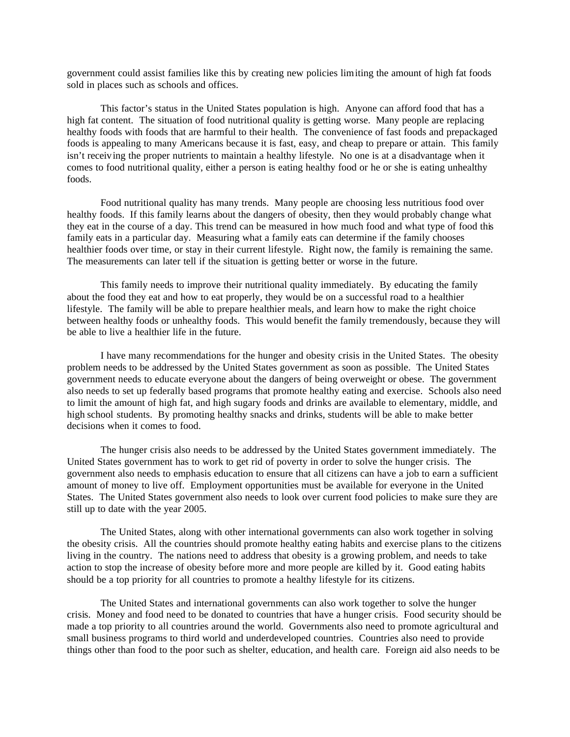government could assist families like this by creating new policies limiting the amount of high fat foods sold in places such as schools and offices.

This factor's status in the United States population is high. Anyone can afford food that has a high fat content. The situation of food nutritional quality is getting worse. Many people are replacing healthy foods with foods that are harmful to their health. The convenience of fast foods and prepackaged foods is appealing to many Americans because it is fast, easy, and cheap to prepare or attain. This family isn't receiving the proper nutrients to maintain a healthy lifestyle. No one is at a disadvantage when it comes to food nutritional quality, either a person is eating healthy food or he or she is eating unhealthy foods.

Food nutritional quality has many trends. Many people are choosing less nutritious food over healthy foods. If this family learns about the dangers of obesity, then they would probably change what they eat in the course of a day. This trend can be measured in how much food and what type of food this family eats in a particular day. Measuring what a family eats can determine if the family chooses healthier foods over time, or stay in their current lifestyle. Right now, the family is remaining the same. The measurements can later tell if the situation is getting better or worse in the future.

This family needs to improve their nutritional quality immediately. By educating the family about the food they eat and how to eat properly, they would be on a successful road to a healthier lifestyle. The family will be able to prepare healthier meals, and learn how to make the right choice between healthy foods or unhealthy foods. This would benefit the family tremendously, because they will be able to live a healthier life in the future.

I have many recommendations for the hunger and obesity crisis in the United States. The obesity problem needs to be addressed by the United States government as soon as possible. The United States government needs to educate everyone about the dangers of being overweight or obese. The government also needs to set up federally based programs that promote healthy eating and exercise. Schools also need to limit the amount of high fat, and high sugary foods and drinks are available to elementary, middle, and high school students. By promoting healthy snacks and drinks, students will be able to make better decisions when it comes to food.

The hunger crisis also needs to be addressed by the United States government immediately. The United States government has to work to get rid of poverty in order to solve the hunger crisis. The government also needs to emphasis education to ensure that all citizens can have a job to earn a sufficient amount of money to live off. Employment opportunities must be available for everyone in the United States. The United States government also needs to look over current food policies to make sure they are still up to date with the year 2005.

The United States, along with other international governments can also work together in solving the obesity crisis. All the countries should promote healthy eating habits and exercise plans to the citizens living in the country. The nations need to address that obesity is a growing problem, and needs to take action to stop the increase of obesity before more and more people are killed by it. Good eating habits should be a top priority for all countries to promote a healthy lifestyle for its citizens.

The United States and international governments can also work together to solve the hunger crisis. Money and food need to be donated to countries that have a hunger crisis. Food security should be made a top priority to all countries around the world. Governments also need to promote agricultural and small business programs to third world and underdeveloped countries. Countries also need to provide things other than food to the poor such as shelter, education, and health care. Foreign aid also needs to be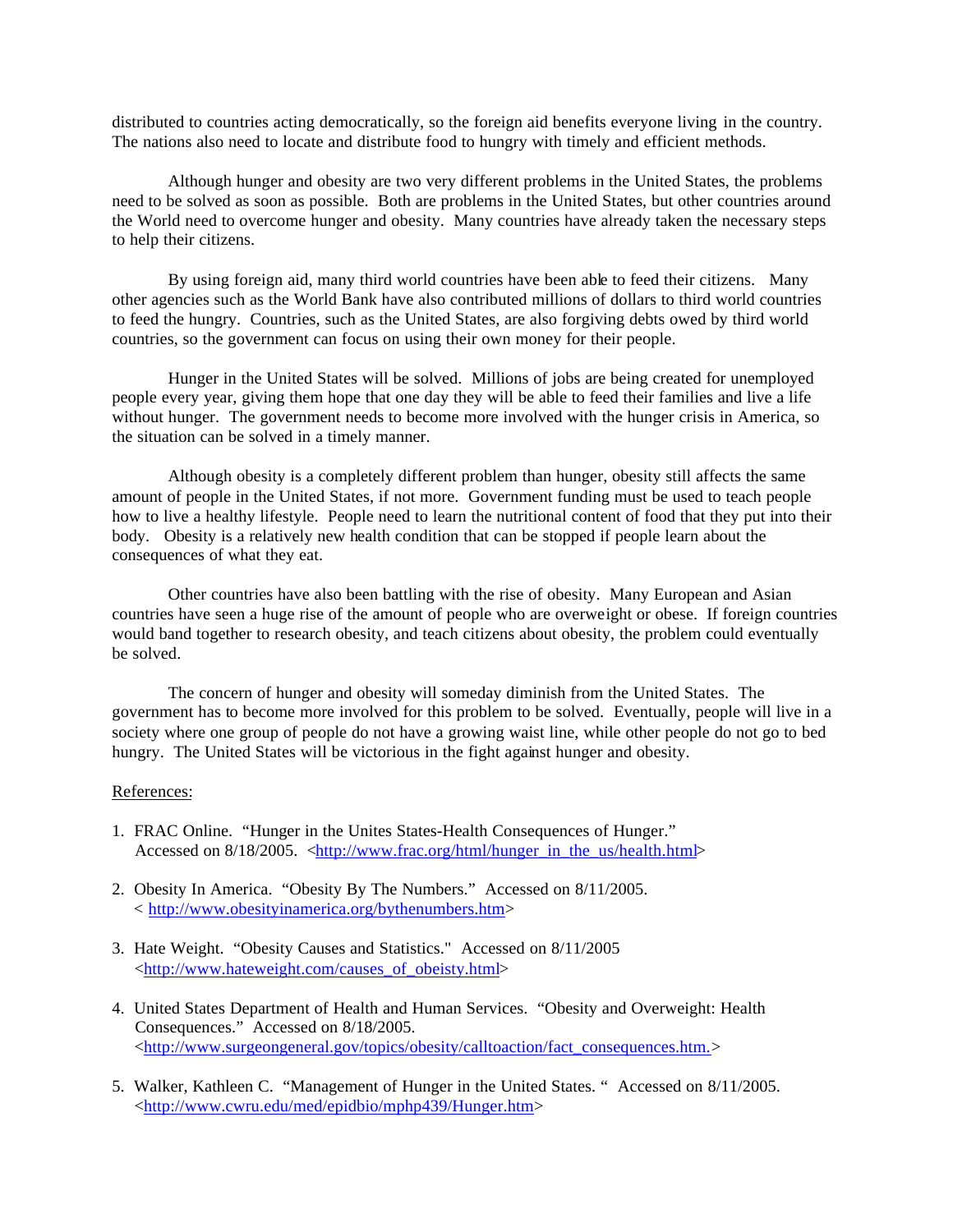distributed to countries acting democratically, so the foreign aid benefits everyone living in the country. The nations also need to locate and distribute food to hungry with timely and efficient methods.

Although hunger and obesity are two very different problems in the United States, the problems need to be solved as soon as possible. Both are problems in the United States, but other countries around the World need to overcome hunger and obesity. Many countries have already taken the necessary steps to help their citizens.

By using foreign aid, many third world countries have been able to feed their citizens. Many other agencies such as the World Bank have also contributed millions of dollars to third world countries to feed the hungry. Countries, such as the United States, are also forgiving debts owed by third world countries, so the government can focus on using their own money for their people.

Hunger in the United States will be solved. Millions of jobs are being created for unemployed people every year, giving them hope that one day they will be able to feed their families and live a life without hunger. The government needs to become more involved with the hunger crisis in America, so the situation can be solved in a timely manner.

Although obesity is a completely different problem than hunger, obesity still affects the same amount of people in the United States, if not more. Government funding must be used to teach people how to live a healthy lifestyle. People need to learn the nutritional content of food that they put into their body. Obesity is a relatively new health condition that can be stopped if people learn about the consequences of what they eat.

Other countries have also been battling with the rise of obesity. Many European and Asian countries have seen a huge rise of the amount of people who are overweight or obese. If foreign countries would band together to research obesity, and teach citizens about obesity, the problem could eventually be solved.

The concern of hunger and obesity will someday diminish from the United States. The government has to become more involved for this problem to be solved. Eventually, people will live in a society where one group of people do not have a growing waist line, while other people do not go to bed hungry. The United States will be victorious in the fight against hunger and obesity.

References:

1. FRAC Online. "Hunger in the Unites States-Health Consequences of Hunger." Accessed on 8/18/2005. <http://www.frac.org/html/hunger_in_the_us/health.html>

2. Obesity In America. "Obesity By The Numbers." Accessed on 8/11/2005. < http://www.obesityinamerica.org/bythenumbers.htm>

3. Hate Weight. "Obesity Causes and Statistics." Accessed on 8/11/2005 <http://www.hateweight.com/causes_of_obeisty.html>

4. United States Department of Health and Human Services. "Obesity and Overweight: Health Consequences." Accessed on 8/18/2005. <http://www.surgeongeneral.gov/topics/obesity/calltoaction/fact_consequences.htm.>

5. Walker, Kathleen C. "Management of Hunger in the United States. " Accessed on 8/11/2005. <http://www.cwru.edu/med/epidbio/mphp439/Hunger.htm>